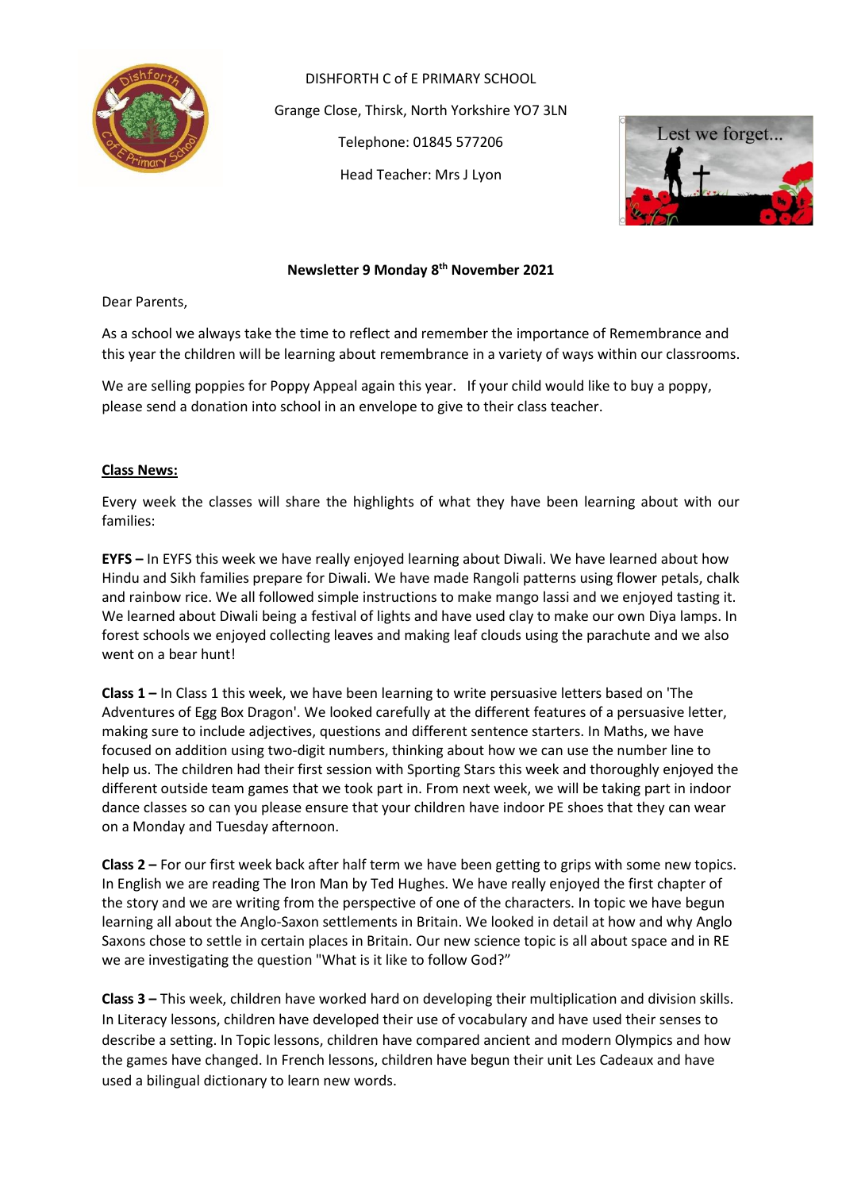DISHFORTH C of E PRIMARY SCHOOL

Grange Close, Thirsk, North Yorkshire YO7 3LN

Telephone: 01845 577206

Head Teacher: Mrs J Lyon

**Newsletter 9 Monday 8th November 2021**

Dear Parents,

As a school we always take the time to reflect and remember the importance of Remembrance and this year the children will be learning about remembrance in a variety of ways within our classrooms.

We are selling poppies for Poppy Appeal again this year. If your child would like to buy a poppy, please send a donation into school in an envelope to give to their class teacher.

## Class News:

Every week the classes will share the highlights of what they have been learning about with our families:

**EYFS –** In EYFS this week we have really enjoyed learning about Diwali. We have learned about how Hindu and Sikh families prepare for Diwali. We have made Rangoli patterns using flower petals, chalk and rainbow rice. We all followed simple instructions to make mango lassi and we enjoyed tasting it. We learned about Diwali being a festival of lights and have used clay to make our own Diya lamps. In forest schools we enjoyed collecting leaves and making leaf clouds using the parachute and we also went on a bear hunt!

**Class 1 –** In Class 1 this week, we have been learning to write persuasive letters based on 'The Adventures of Egg Box Dragon'. We looked carefully at the different features of a persuasive letter, making sure to include adjectives, questions and different sentence starters. In Maths, we have focused on addition using two-digit numbers, thinking about how we can use the number line to help us. The children had their first session with Sporting Stars this week and thoroughly enjoyed the different outside team games that we took part in. From next week, we will be taking part in indoor dance classes so can you please ensure that your children have indoor PE shoes that they can wear on a Monday and Tuesday afternoon.

**Class 2 –** For our first week back after half term we have been getting to grips with some new topics. In English we are reading The Iron Man by Ted Hughes. We have really enjoyed the first chapter of the story and we are writing from the perspective of one of the characters. In topic we have begun learning all about the Anglo-Saxon settlements in Britain. We looked in detail at how and why Anglo Saxons chose to settle in certain places in Britain. Our new science topic is all about space and in RE we are investigating the question "What is it like to follow God?"

**Class 3 –** This week, children have worked hard on developing their multiplication and division skills. In Literacy lessons, children have developed their use of vocabulary and have used their senses to describe a setting. In Topic lessons, children have compared ancient and modern Olympics and how the games have changed. In French lessons, children have begun their unit Les Cadeaux and have used a bilingual dictionary to learn new words.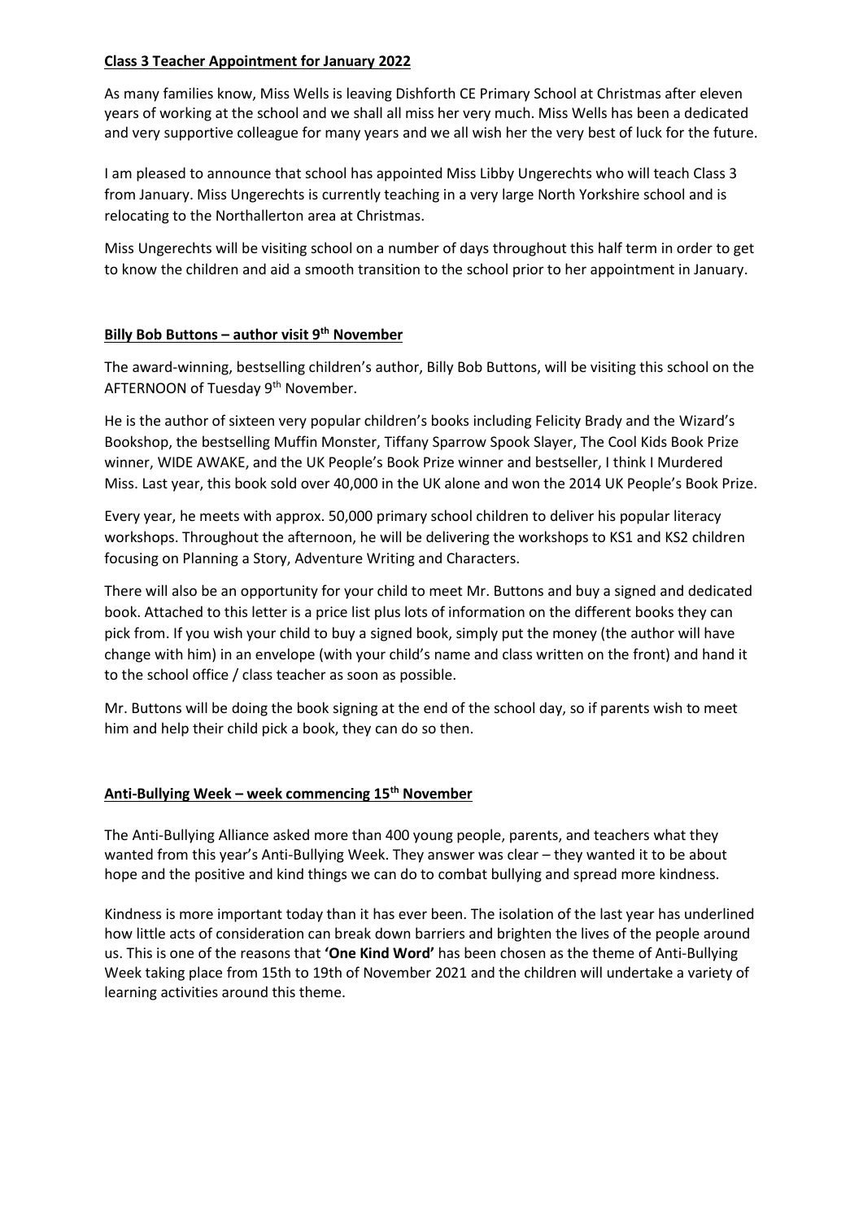**Class 3 Teacher Appointment for January 2022**

As many families know, Miss Wells is leaving Dishforth CE Primary School at Christmas after eleven years of working at the school and we shall all miss her very much. Miss Wells has been a dedicated and very supportive colleague for many years and we all wish her the very best of luck for the future.

I am pleased to announce that school has appointed Miss Libby Ungerechts who will teach Class 3 from January. Miss Ungerechts is currently teaching in a very large North Yorkshire school and is relocating to the Northallerton area at Christmas.

Miss Ungerechts will be visiting school on a number of days throughout this half term in order to get to know the children and aid a smooth transition to the school prior to her appointment in January.

**Billy Bob Buttons – author visit 9th November**

The award-winning, bestselling children's author, Billy Bob Buttons, will be visiting this school on the AFTERNOON of Tuesday 9th November.

He is the author of sixteen very popular children's books including Felicity Brady and the Wizard's Bookshop, the bestselling Muffin Monster, Tiffany Sparrow Spook Slayer, The Cool Kids Book Prize winner, WIDE AWAKE, and the UK People's Book Prize winner and bestseller, I think I Murdered Miss. Last year, this book sold over 40,000 in the UK alone and won the 2014 UK People's Book Prize.

Every year, he meets with approx. 50,000 primary school children to deliver his popular literacy workshops. Throughout the afternoon, he will be delivering the workshops to KS1 and KS2 children focusing on Planning a Story, Adventure Writing and Characters.

There will also be an opportunity for your child to meet Mr. Buttons and buy a signed and dedicated book. Attached to this letter is a price list plus lots of information on the different books they can pick from. If you wish your child to buy a signed book, simply put the money (the author will have change with him) in an envelope (with your child's name and class written on the front) and hand it to the school office / class teacher as soon as possible.

Mr. Buttons will be doing the book signing at the end of the school day, so if parents wish to meet him and help their child pick a book, they can do so then.

**Anti-Bullying Week – week commencing 15th November**

The Anti-Bullying Alliance asked more than 400 young people, parents, and teachers what they wanted from this year's Anti-Bullying Week. They answer was clear – they wanted it to be about hope and the positive and kind things we can do to combat bullying and spread more kindness.

Kindness is more important today than it has ever been. The isolation of the last year has underlined how little acts of consideration can break down barriers and brighten the lives of the people around us. This is one of the reasons that **'One Kind Word'** has been chosen as the theme of Anti-Bullying Week taking place from 15th to 19th of November 2021 and the children will undertake a variety of learning activities around this theme.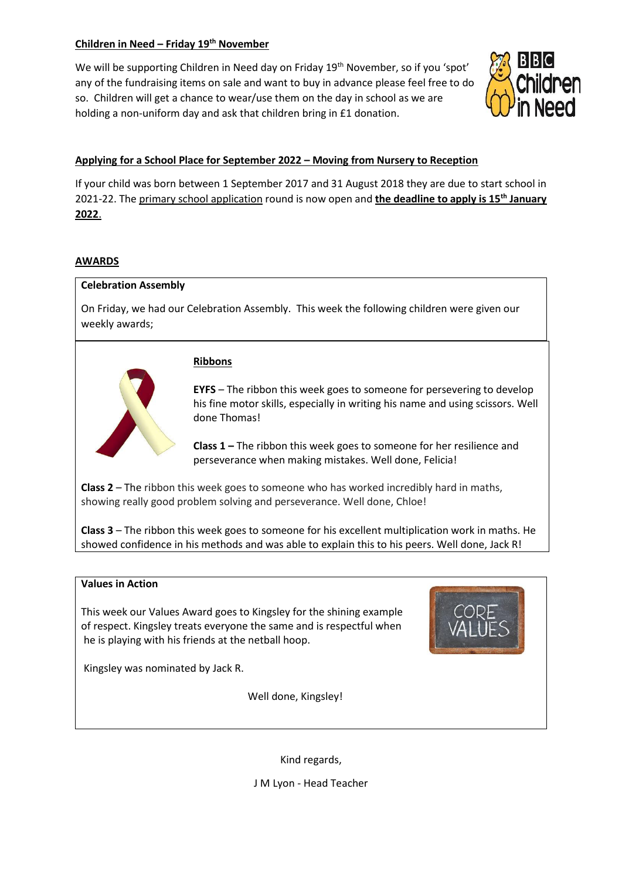**Children in Need – Friday 19th November**

We will be supporting Children in Need day on Friday 19th November, so if you 'spot' any of the fundraising items on sale and want to buy in advance please feel free to do so. Children will get a chance to wear/use them on the day in school as we are holding a non-uniform day and ask that children bring in £1 donation.

**Applying for a School Place for September 2022 – Moving from Nursery to Reception**

If your child was born between 1 September 2017 and 31 August 2018 they are due to start school in 2021-22. The primary school application round is now open and **the deadline to apply is 15th January 2022**.

**AWARDS**

**Celebration Assembly**

On Friday, we had our Celebration Assembly. This week the following children were given our weekly awards;

**Ribbons**

**EYFS** – The ribbon this week goes to someone for persevering to develop his fine motor skills, especially in writing his name and using scissors. Well done Thomas!

**Class 1 –** The ribbon this week goes to someone for her resilience and perseverance when making mistakes. Well done, Felicia!

**Class 2** – The ribbon this week goes to someone who has worked incredibly hard in maths, showing really good problem solving and perseverance. Well done, Chloe!

**Class 3** – The ribbon this week goes to someone for his excellent multiplication work in maths. He showed confidence in his methods and was able to explain this to his peers. Well done, Jack R!

**Values in Action**

This week our Values Award goes to Kingsley for the shining example of respect. Kingsley treats everyone the same and is respectful when he is playing with his friends at the netball hoop.

Kingsley was nominated by Jack R.

Well done, Kingsley!

Kind regards,

J M Lyon - Head Teacher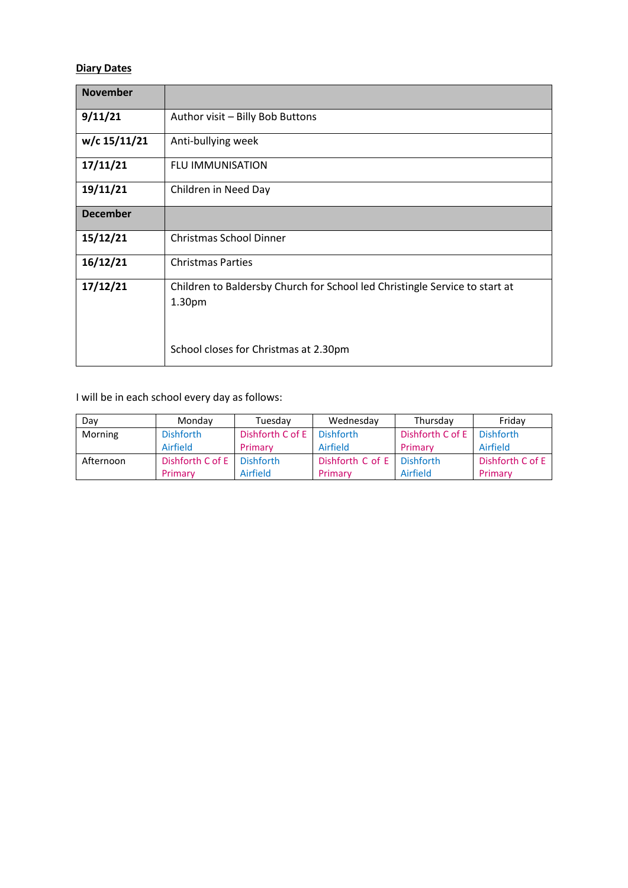**Diary Dates**

| **November** | |
|---|---|
| **9/11/21** | Author visit – Billy Bob Buttons |
| **w/c 15/11/21** | Anti-bullying week |
| **17/11/21** | FLU IMMUNISATION |
| **19/11/21** | Children in Need Day |
| **December** | |
| **15/12/21** | Christmas School Dinner |
| **16/12/21** | Christmas Parties |
| **17/12/21** | Children to Baldersby Church for School led Christingle Service to start at 1.30pm<br><br>School closes for Christmas at 2.30pm |

I will be in each school every day as follows:

| Day | Monday | Tuesday | Wednesday | Thursday | Friday |
|---|---|---|---|---|---|
| Morning | Dishforth Airfield | Dishforth C of E Primary | Dishforth Airfield | Dishforth C of E Primary | Dishforth Airfield |
| Afternoon | Dishforth C of E Primary | Dishforth Airfield | Dishforth C of E Primary | Dishforth Airfield | Dishforth C of E Primary |